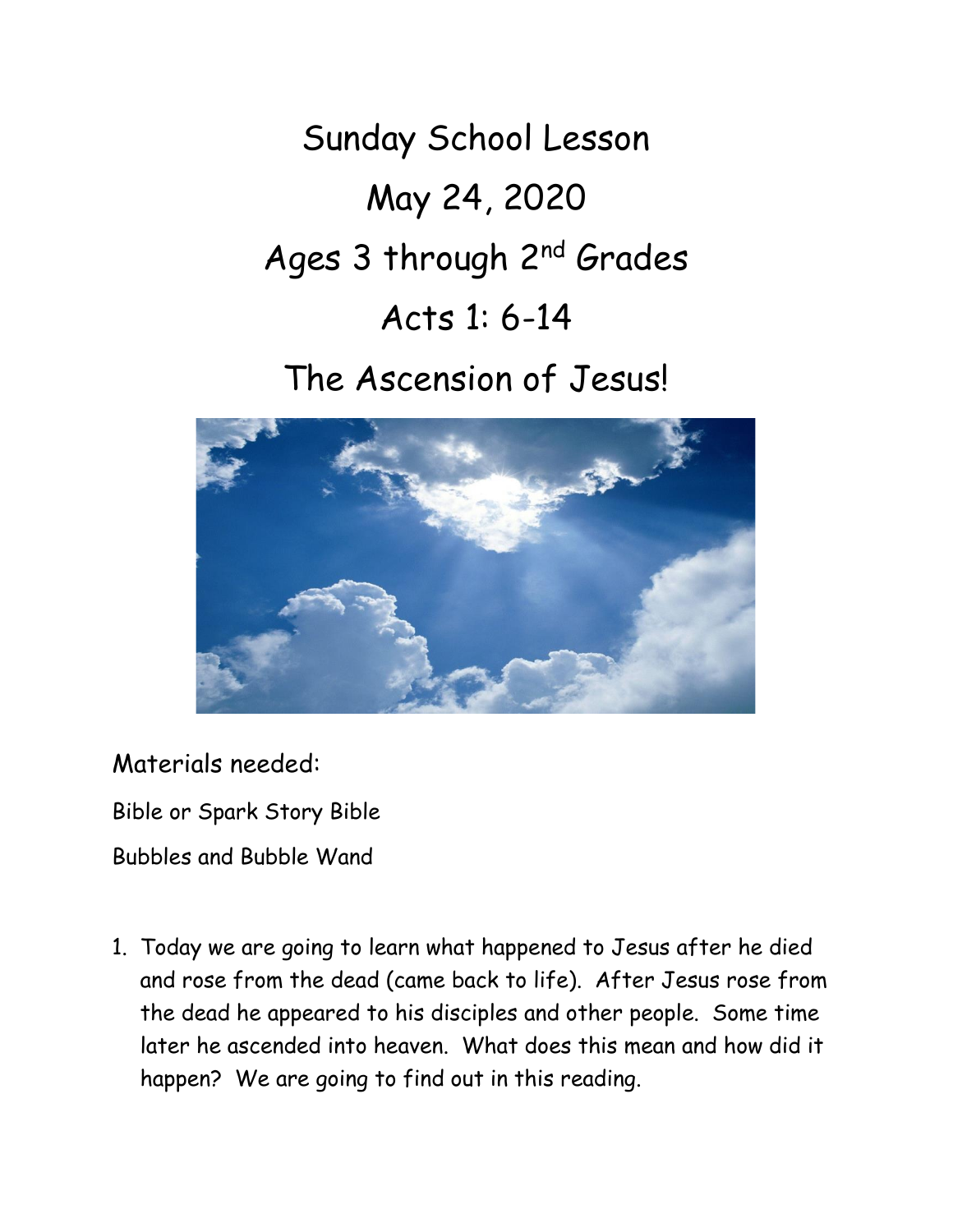# Sunday School Lesson

# May 24, 2020

# Ages 3 through 2nd Grades

# Acts 1: 6-14

# The Ascension of Jesus!

Materials needed:

Bible or Spark Story Bible

Bubbles and Bubble Wand

1. Today we are going to learn what happened to Jesus after he died and rose from the dead (came back to life). After Jesus rose from the dead he appeared to his disciples and other people. Some time later he ascended into heaven. What does this mean and how did it happen? We are going to find out in this reading.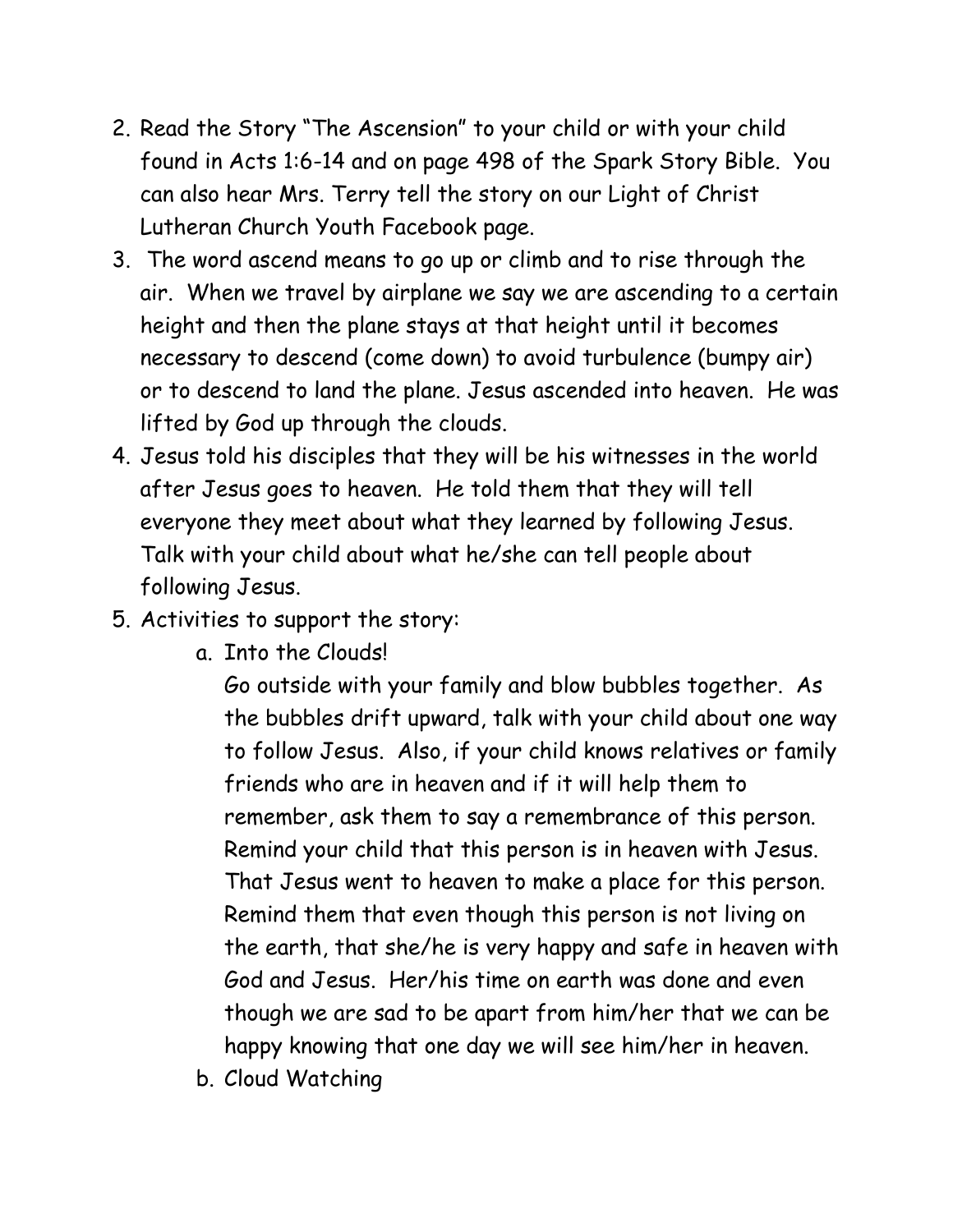2. Read the Story "The Ascension" to your child or with your child found in Acts 1:6-14 and on page 498 of the Spark Story Bible. You can also hear Mrs. Terry tell the story on our Light of Christ Lutheran Church Youth Facebook page.
3. The word ascend means to go up or climb and to rise through the air. When we travel by airplane we say we are ascending to a certain height and then the plane stays at that height until it becomes necessary to descend (come down) to avoid turbulence (bumpy air) or to descend to land the plane. Jesus ascended into heaven. He was lifted by God up through the clouds.
4. Jesus told his disciples that they will be his witnesses in the world after Jesus goes to heaven. He told them that they will tell everyone they meet about what they learned by following Jesus. Talk with your child about what he/she can tell people about following Jesus.
5. Activities to support the story:
    a. Into the Clouds!
       Go outside with your family and blow bubbles together. As the bubbles drift upward, talk with your child about one way to follow Jesus. Also, if your child knows relatives or family friends who are in heaven and if it will help them to remember, ask them to say a remembrance of this person. Remind your child that this person is in heaven with Jesus. That Jesus went to heaven to make a place for this person. Remind them that even though this person is not living on the earth, that she/he is very happy and safe in heaven with God and Jesus. Her/his time on earth was done and even though we are sad to be apart from him/her that we can be happy knowing that one day we will see him/her in heaven.
    b. Cloud Watching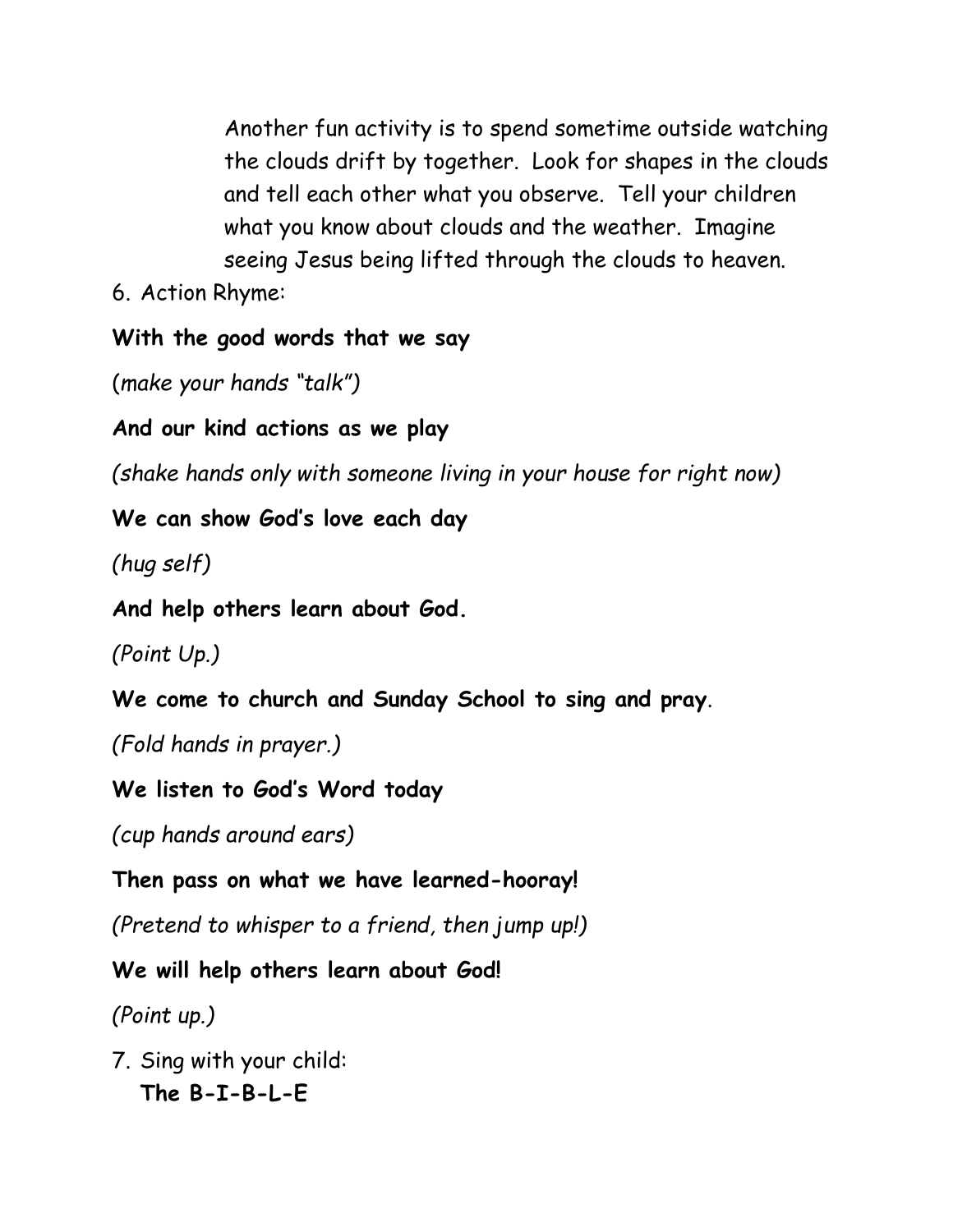Another fun activity is to spend sometime outside watching the clouds drift by together. Look for shapes in the clouds and tell each other what you observe. Tell your children what you know about clouds and the weather. Imagine seeing Jesus being lifted through the clouds to heaven.

6. Action Rhyme:

**With the good words that we say**

(*make your hands "talk")*

**And our kind actions as we play**

*(shake hands only with someone living in your house for right now)*

**We can show God's love each day**

*(hug self)*

**And help others learn about God.**

*(Point Up.)*

**We come to church and Sunday School to sing and pray**.

*(Fold hands in prayer.)*

**We listen to God's Word today**

*(cup hands around ears)*

**Then pass on what we have learned-hooray!**

*(Pretend to whisper to a friend, then jump up!)*

**We will help others learn about God!**

*(Point up.)*

7. Sing with your child:
   **The B-I-B-L-E**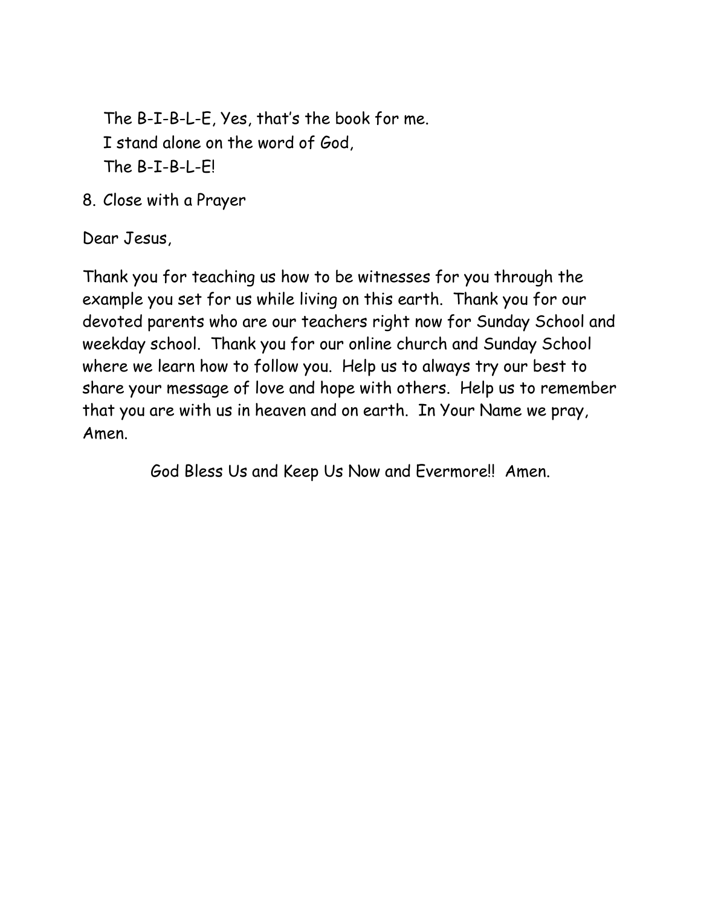The B-I-B-L-E, Yes, that's the book for me.
I stand alone on the word of God,
The B-I-B-L-E!

8. Close with a Prayer

Dear Jesus,

Thank you for teaching us how to be witnesses for you through the example you set for us while living on this earth. Thank you for our devoted parents who are our teachers right now for Sunday School and weekday school. Thank you for our online church and Sunday School where we learn how to follow you. Help us to always try our best to share your message of love and hope with others. Help us to remember that you are with us in heaven and on earth. In Your Name we pray, Amen.

God Bless Us and Keep Us Now and Evermore!! Amen.